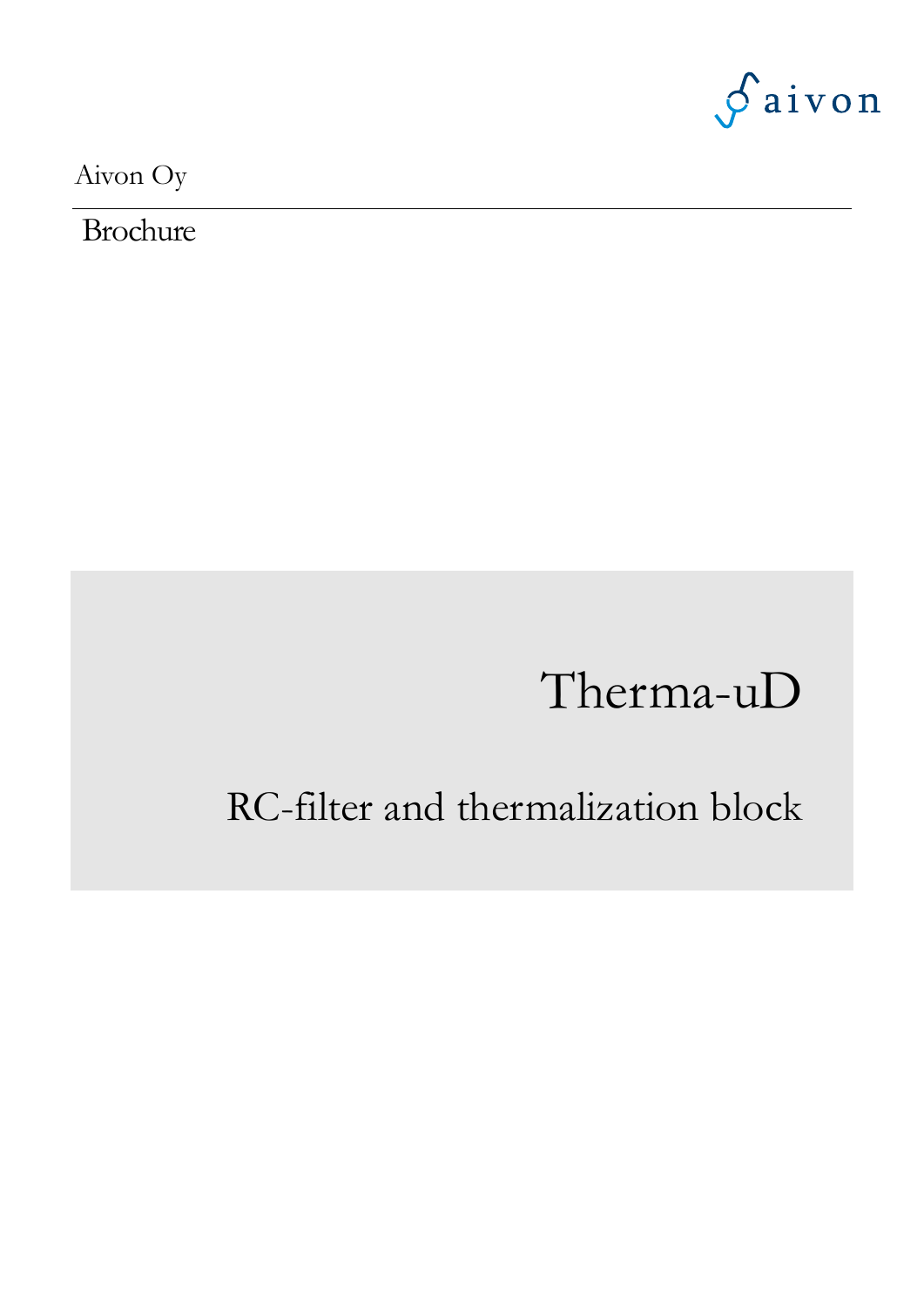aivon

Aivon Oy

Brochure

# Therma-uD

## RC-filter and thermalization block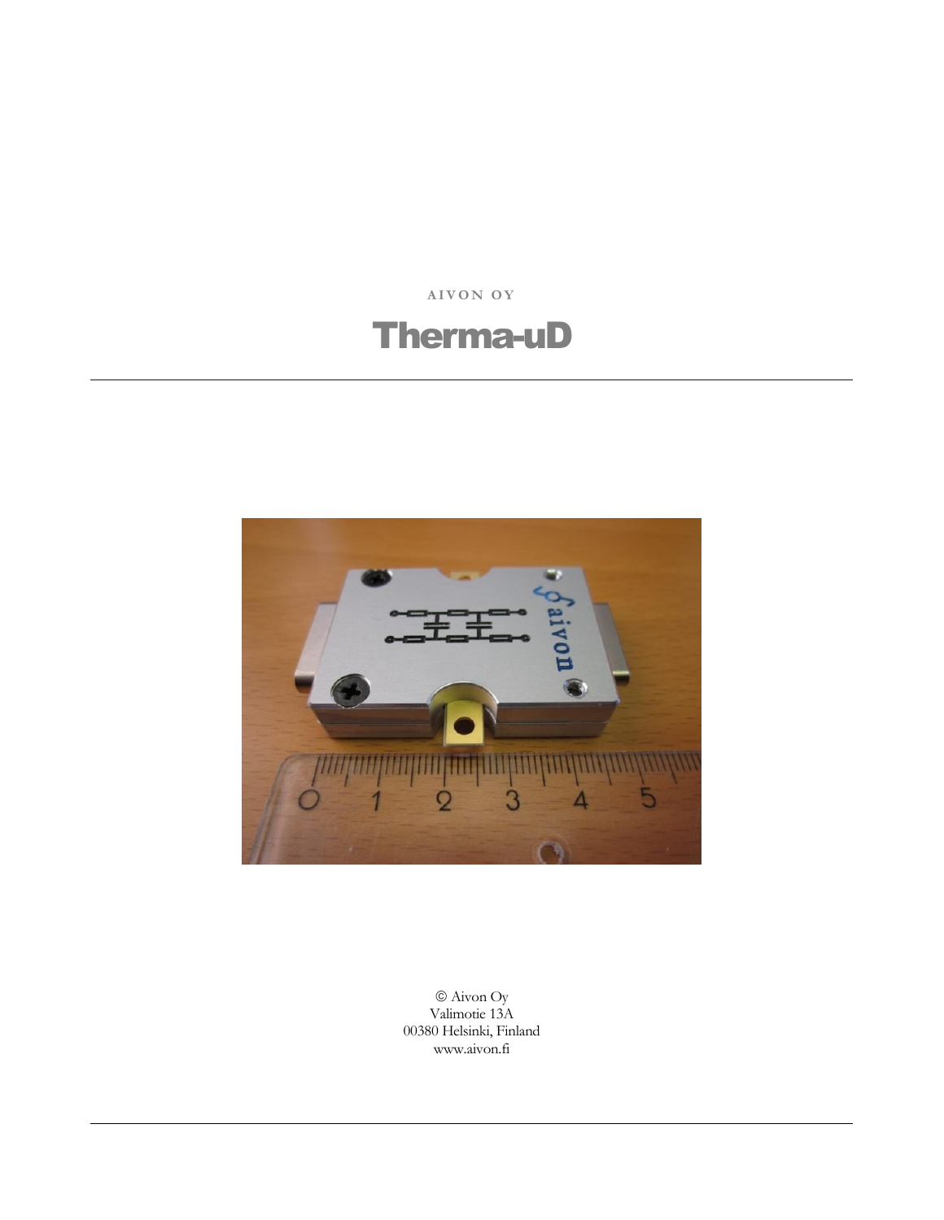AIVON OY

# Therma-uD

© Aivon Oy
Valimotie 13A
00380 Helsinki, Finland
www.aivon.fi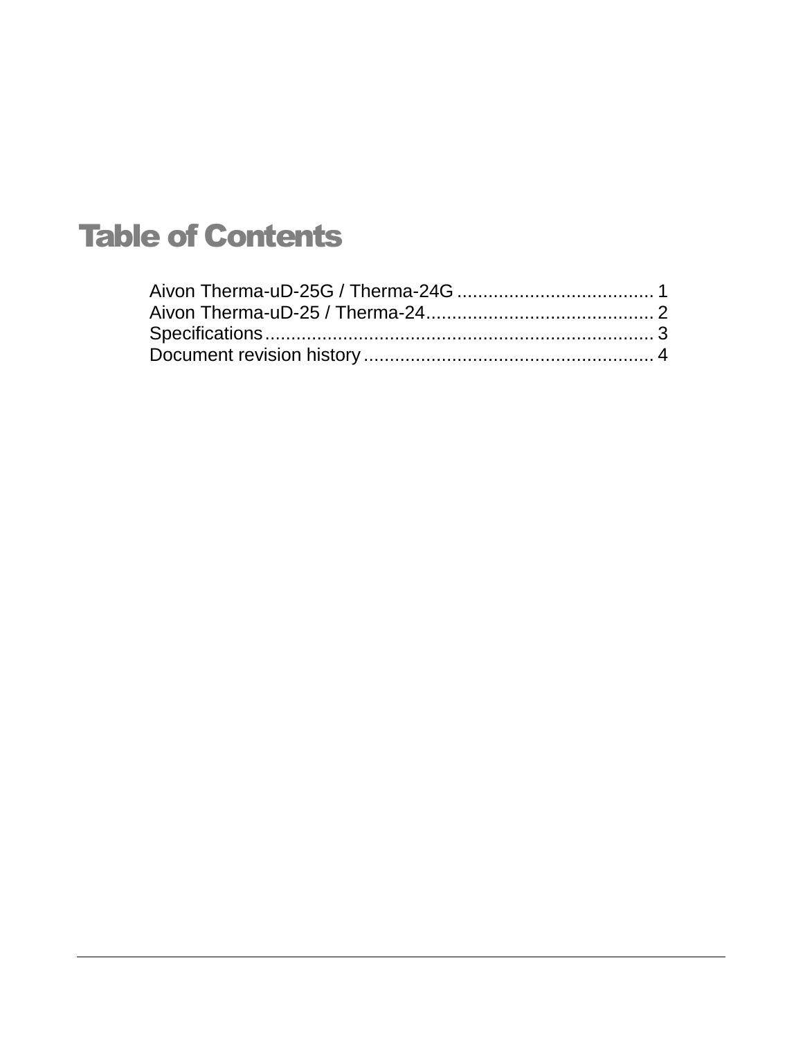# Table of Contents

Aivon Therma-uD-25G / Therma-24G ..................................... 1
Aivon Therma-uD-25 / Therma-24............................................ 2
Specifications........................................................................... 3
Document revision history ........................................................ 4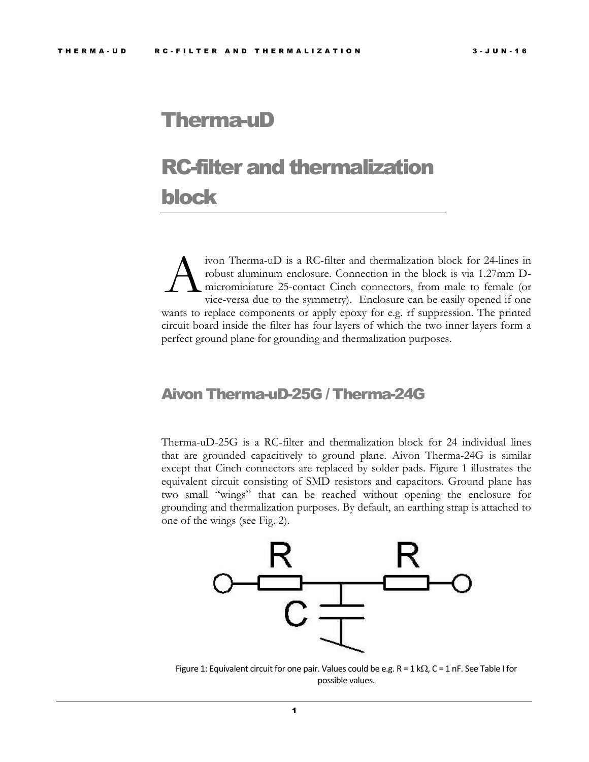# Therma-uD

# RC-filter and thermalization block

Aivon Therma-uD is a RC-filter and thermalization block for 24-lines in robust aluminum enclosure. Connection in the block is via 1.27mm D-microminiature 25-contact Cinch connectors, from male to female (or vice-versa due to the symmetry). Enclosure can be easily opened if one wants to replace components or apply epoxy for e.g. rf suppression. The printed circuit board inside the filter has four layers of which the two inner layers form a perfect ground plane for grounding and thermalization purposes.

## Aivon Therma-uD-25G / Therma-24G

Therma-uD-25G is a RC-filter and thermalization block for 24 individual lines that are grounded capacitively to ground plane. Aivon Therma-24G is similar except that Cinch connectors are replaced by solder pads. Figure 1 illustrates the equivalent circuit consisting of SMD resistors and capacitors. Ground plane has two small "wings" that can be reached without opening the enclosure for grounding and thermalization purposes. By default, an earthing strap is attached to one of the wings (see Fig. 2).

Figure 1: Equivalent circuit for one pair. Values could be e.g. R = 1 kΩ, C = 1 nF. See Table I for possible values.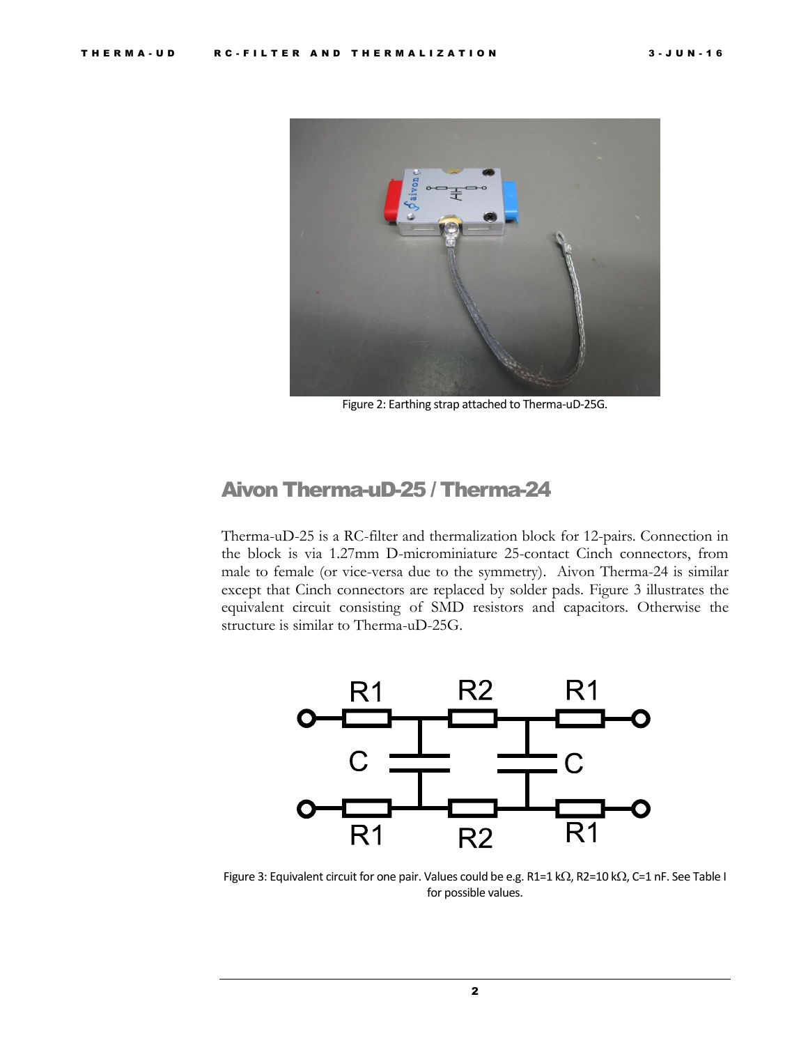Figure 2: Earthing strap attached to Therma-uD-25G.

## Aivon Therma-uD-25 / Therma-24

Therma-uD-25 is a RC-filter and thermalization block for 12-pairs. Connection in the block is via 1.27mm D-microminiature 25-contact Cinch connectors, from male to female (or vice-versa due to the symmetry). Aivon Therma-24 is similar except that Cinch connectors are replaced by solder pads. Figure 3 illustrates the equivalent circuit consisting of SMD resistors and capacitors. Otherwise the structure is similar to Therma-uD-25G.

Figure 3: Equivalent circuit for one pair. Values could be e.g. R1=1 kΩ, R2=10 kΩ, C=1 nF. See Table I for possible values.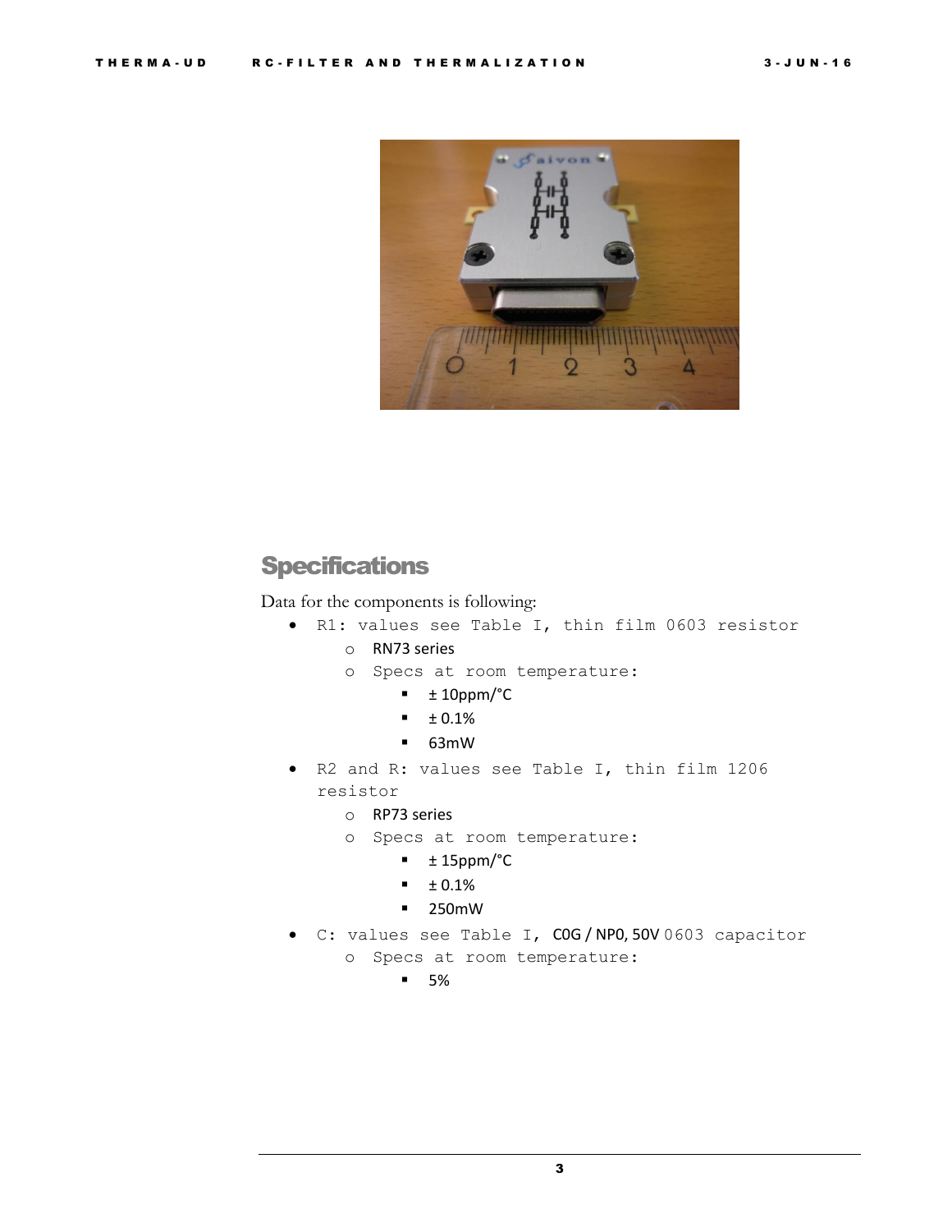## Specifications

Data for the components is following:

- R1: values see Table I, thin film 0603 resistor
  - RN73 series
  - Specs at room temperature:
    - ± 10ppm/°C
    - ± 0.1%
    - 63mW
- R2 and R: values see Table I, thin film 1206 resistor
  - RP73 series
  - Specs at room temperature:
    - ± 15ppm/°C
    - ± 0.1%
    - 250mW
- C: values see Table I, C0G / NP0, 50V 0603 capacitor
  - Specs at room temperature:
    - 5%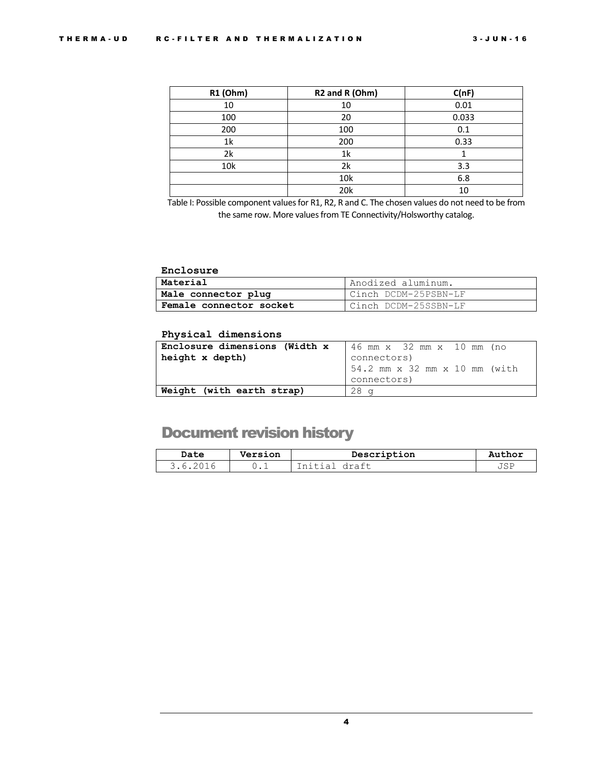| R1 (Ohm) | R2 and R (Ohm) | C(nF) |
|---|---|---|
| 10 | 10 | 0.01 |
| 100 | 20 | 0.033 |
| 200 | 100 | 0.1 |
| 1k | 200 | 0.33 |
| 2k | 1k | 1 |
| 10k | 2k | 3.3 |
| | 10k | 6.8 |
| | 20k | 10 |

Table I: Possible component values for R1, R2, R and C. The chosen values do not need to be from the same row. More values from TE Connectivity/Holsworthy catalog.

**Enclosure**

| | |
|---|---|
| **Material** | Anodized aluminum. |
| **Male connector plug** | Cinch DCDM-25PSBN-LF |
| **Female connector socket** | Cinch DCDM-25SSBN-LF |

**Physical dimensions**

| | |
|---|---|
| **Enclosure dimensions (Width x height x depth)** | 46 mm x 32 mm x 10 mm (no connectors)<br>54.2 mm x 32 mm x 10 mm (with connectors) |
| **Weight (with earth strap)** | 28 g |

# Document revision history

| Date | Version | Description | Author |
|---|---|---|---|
| 3.6.2016 | 0.1 | Initial draft | JSP |